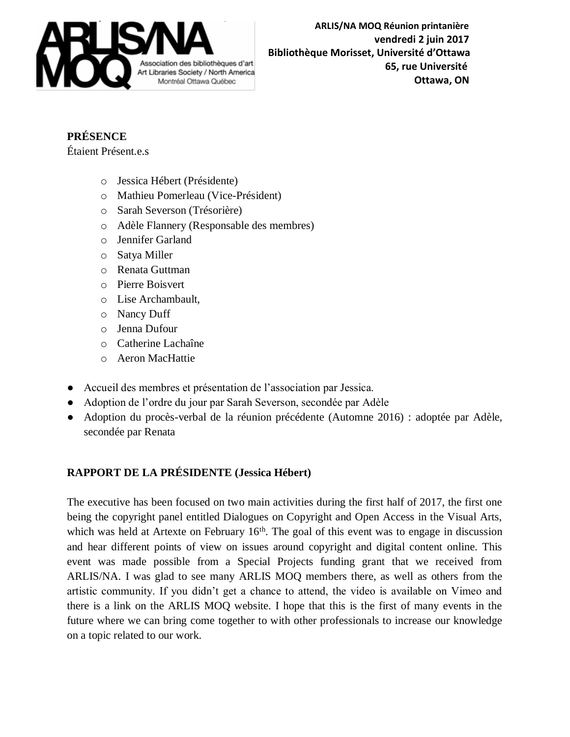ARLIS/NA MOQ Réunion printanière
vendredi 2 juin 2017
Bibliothèque Morisset, Université d'Ottawa
65, rue Université
Ottawa, ON

**PRÉSENCE**

Étaient Présent.e.s

- Jessica Hébert (Présidente)
- Mathieu Pomerleau (Vice-Président)
- Sarah Severson (Trésorière)
- Adèle Flannery (Responsable des membres)
- Jennifer Garland
- Satya Miller
- Renata Guttman
- Pierre Boisvert
- Lise Archambault,
- Nancy Duff
- Jenna Dufour
- Catherine Lachaîne
- Aeron MacHattie

- Accueil des membres et présentation de l'association par Jessica.
- Adoption de l'ordre du jour par Sarah Severson, secondée par Adèle
- Adoption du procès-verbal de la réunion précédente (Automne 2016) : adoptée par Adèle, secondée par Renata

**RAPPORT DE LA PRÉSIDENTE (Jessica Hébert)**

The executive has been focused on two main activities during the first half of 2017, the first one being the copyright panel entitled Dialogues on Copyright and Open Access in the Visual Arts, which was held at Artexte on February 16th. The goal of this event was to engage in discussion and hear different points of view on issues around copyright and digital content online. This event was made possible from a Special Projects funding grant that we received from ARLIS/NA. I was glad to see many ARLIS MOQ members there, as well as others from the artistic community. If you didn't get a chance to attend, the video is available on Vimeo and there is a link on the ARLIS MOQ website. I hope that this is the first of many events in the future where we can bring come together to with other professionals to increase our knowledge on a topic related to our work.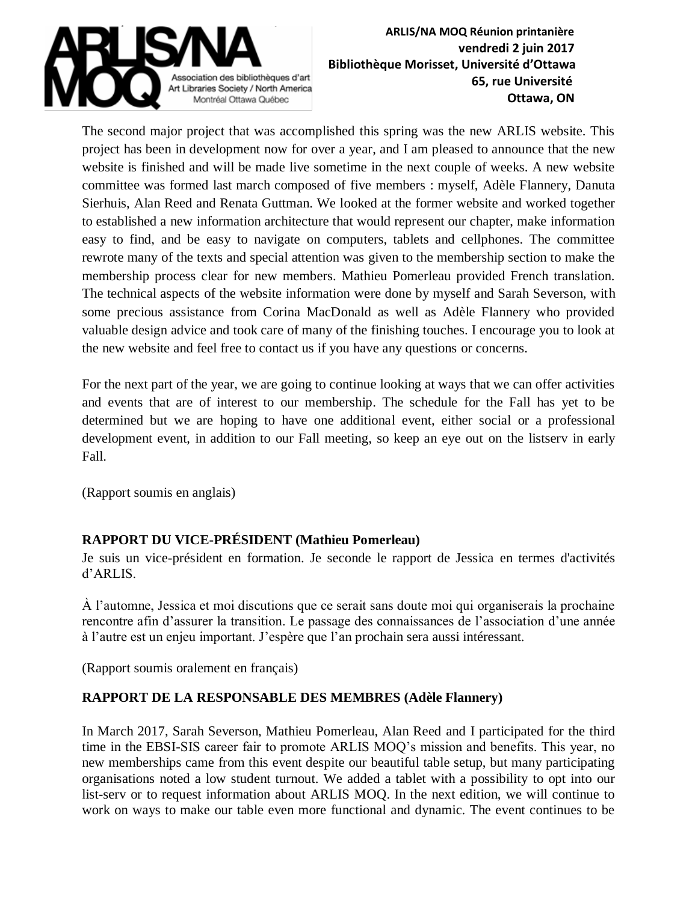The second major project that was accomplished this spring was the new ARLIS website. This project has been in development now for over a year, and I am pleased to announce that the new website is finished and will be made live sometime in the next couple of weeks. A new website committee was formed last march composed of five members : myself, Adèle Flannery, Danuta Sierhuis, Alan Reed and Renata Guttman. We looked at the former website and worked together to established a new information architecture that would represent our chapter, make information easy to find, and be easy to navigate on computers, tablets and cellphones. The committee rewrote many of the texts and special attention was given to the membership section to make the membership process clear for new members. Mathieu Pomerleau provided French translation. The technical aspects of the website information were done by myself and Sarah Severson, with some precious assistance from Corina MacDonald as well as Adèle Flannery who provided valuable design advice and took care of many of the finishing touches. I encourage you to look at the new website and feel free to contact us if you have any questions or concerns.

For the next part of the year, we are going to continue looking at ways that we can offer activities and events that are of interest to our membership. The schedule for the Fall has yet to be determined but we are hoping to have one additional event, either social or a professional development event, in addition to our Fall meeting, so keep an eye out on the listserv in early Fall.

(Rapport soumis en anglais)

**RAPPORT DU VICE-PRÉSIDENT (Mathieu Pomerleau)**

Je suis un vice-président en formation. Je seconde le rapport de Jessica en termes d'activités d'ARLIS.

À l'automne, Jessica et moi discutions que ce serait sans doute moi qui organiserais la prochaine rencontre afin d'assurer la transition. Le passage des connaissances de l'association d'une année à l'autre est un enjeu important. J'espère que l'an prochain sera aussi intéressant.

(Rapport soumis oralement en français)

**RAPPORT DE LA RESPONSABLE DES MEMBRES (Adèle Flannery)**

In March 2017, Sarah Severson, Mathieu Pomerleau, Alan Reed and I participated for the third time in the EBSI-SIS career fair to promote ARLIS MOQ's mission and benefits. This year, no new memberships came from this event despite our beautiful table setup, but many participating organisations noted a low student turnout. We added a tablet with a possibility to opt into our list-serv or to request information about ARLIS MOQ. In the next edition, we will continue to work on ways to make our table even more functional and dynamic. The event continues to be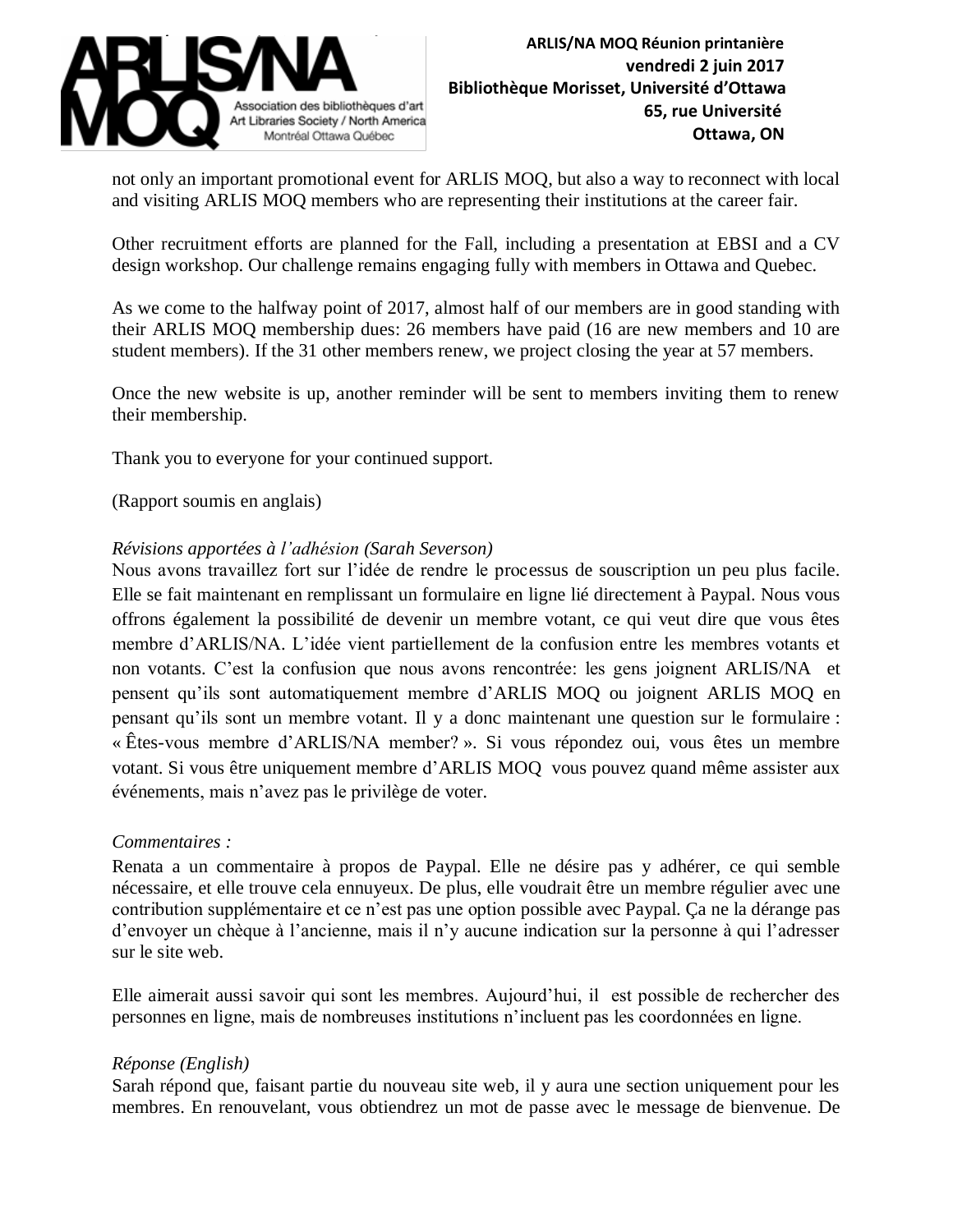not only an important promotional event for ARLIS MOQ, but also a way to reconnect with local and visiting ARLIS MOQ members who are representing their institutions at the career fair.

Other recruitment efforts are planned for the Fall, including a presentation at EBSI and a CV design workshop. Our challenge remains engaging fully with members in Ottawa and Quebec.

As we come to the halfway point of 2017, almost half of our members are in good standing with their ARLIS MOQ membership dues: 26 members have paid (16 are new members and 10 are student members). If the 31 other members renew, we project closing the year at 57 members.

Once the new website is up, another reminder will be sent to members inviting them to renew their membership.

Thank you to everyone for your continued support.

(Rapport soumis en anglais)

*Révisions apportées à l'adhésion (Sarah Severson)*
Nous avons travaillez fort sur l'idée de rendre le processus de souscription un peu plus facile. Elle se fait maintenant en remplissant un formulaire en ligne lié directement à Paypal. Nous vous offrons également la possibilité de devenir un membre votant, ce qui veut dire que vous êtes membre d'ARLIS/NA. L'idée vient partiellement de la confusion entre les membres votants et non votants. C'est la confusion que nous avons rencontrée: les gens joignent ARLIS/NA et pensent qu'ils sont automatiquement membre d'ARLIS MOQ ou joignent ARLIS MOQ en pensant qu'ils sont un membre votant. Il y a donc maintenant une question sur le formulaire : « Êtes-vous membre d'ARLIS/NA member? ». Si vous répondez oui, vous êtes un membre votant. Si vous être uniquement membre d'ARLIS MOQ vous pouvez quand même assister aux événements, mais n'avez pas le privilège de voter.

*Commentaires :*
Renata a un commentaire à propos de Paypal. Elle ne désire pas y adhérer, ce qui semble nécessaire, et elle trouve cela ennuyeux. De plus, elle voudrait être un membre régulier avec une contribution supplémentaire et ce n'est pas une option possible avec Paypal. Ça ne la dérange pas d'envoyer un chèque à l'ancienne, mais il n'y aucune indication sur la personne à qui l'adresser sur le site web.

Elle aimerait aussi savoir qui sont les membres. Aujourd'hui, il est possible de rechercher des personnes en ligne, mais de nombreuses institutions n'incluent pas les coordonnées en ligne.

*Réponse (English)*
Sarah répond que, faisant partie du nouveau site web, il y aura une section uniquement pour les membres. En renouvelant, vous obtiendrez un mot de passe avec le message de bienvenue. De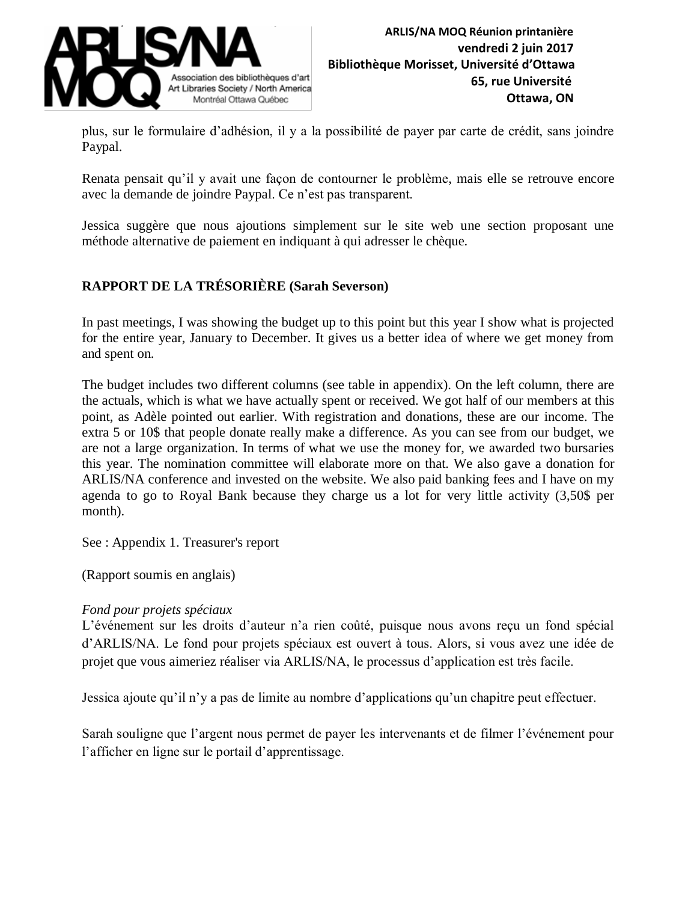plus, sur le formulaire d'adhésion, il y a la possibilité de payer par carte de crédit, sans joindre Paypal.

Renata pensait qu'il y avait une façon de contourner le problème, mais elle se retrouve encore avec la demande de joindre Paypal. Ce n'est pas transparent.

Jessica suggère que nous ajoutions simplement sur le site web une section proposant une méthode alternative de paiement en indiquant à qui adresser le chèque.

## RAPPORT DE LA TRÉSORIÈRE (Sarah Severson)

In past meetings, I was showing the budget up to this point but this year I show what is projected for the entire year, January to December. It gives us a better idea of where we get money from and spent on.

The budget includes two different columns (see table in appendix). On the left column, there are the actuals, which is what we have actually spent or received. We got half of our members at this point, as Adèle pointed out earlier. With registration and donations, these are our income. The extra 5 or 10$ that people donate really make a difference. As you can see from our budget, we are not a large organization. In terms of what we use the money for, we awarded two bursaries this year. The nomination committee will elaborate more on that. We also gave a donation for ARLIS/NA conference and invested on the website. We also paid banking fees and I have on my agenda to go to Royal Bank because they charge us a lot for very little activity (3,50$ per month).

See : Appendix 1. Treasurer's report

(Rapport soumis en anglais)

*Fond pour projets spéciaux*

L'événement sur les droits d'auteur n'a rien coûté, puisque nous avons reçu un fond spécial d'ARLIS/NA. Le fond pour projets spéciaux est ouvert à tous. Alors, si vous avez une idée de projet que vous aimeriez réaliser via ARLIS/NA, le processus d'application est très facile.

Jessica ajoute qu'il n'y a pas de limite au nombre d'applications qu'un chapitre peut effectuer.

Sarah souligne que l'argent nous permet de payer les intervenants et de filmer l'événement pour l'afficher en ligne sur le portail d'apprentissage.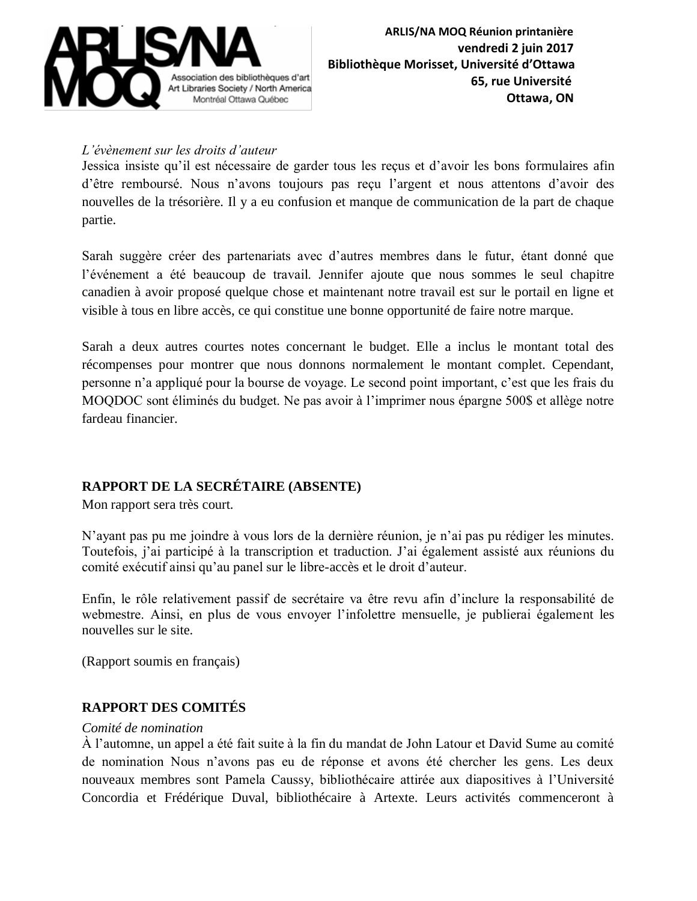*L'évènement sur les droits d'auteur*
Jessica insiste qu'il est nécessaire de garder tous les reçus et d'avoir les bons formulaires afin d'être remboursé. Nous n'avons toujours pas reçu l'argent et nous attentons d'avoir des nouvelles de la trésorière. Il y a eu confusion et manque de communication de la part de chaque partie.

Sarah suggère créer des partenariats avec d'autres membres dans le futur, étant donné que l'événement a été beaucoup de travail. Jennifer ajoute que nous sommes le seul chapitre canadien à avoir proposé quelque chose et maintenant notre travail est sur le portail en ligne et visible à tous en libre accès, ce qui constitue une bonne opportunité de faire notre marque.

Sarah a deux autres courtes notes concernant le budget. Elle a inclus le montant total des récompenses pour montrer que nous donnons normalement le montant complet. Cependant, personne n'a appliqué pour la bourse de voyage. Le second point important, c'est que les frais du MOQDOC sont éliminés du budget. Ne pas avoir à l'imprimer nous épargne 500$ et allège notre fardeau financier.

## RAPPORT DE LA SECRÉTAIRE (ABSENTE)

Mon rapport sera très court.

N'ayant pas pu me joindre à vous lors de la dernière réunion, je n'ai pas pu rédiger les minutes. Toutefois, j'ai participé à la transcription et traduction. J'ai également assisté aux réunions du comité exécutif ainsi qu'au panel sur le libre-accès et le droit d'auteur.

Enfin, le rôle relativement passif de secrétaire va être revu afin d'inclure la responsabilité de webmestre. Ainsi, en plus de vous envoyer l'infolettre mensuelle, je publierai également les nouvelles sur le site.

(Rapport soumis en français)

## RAPPORT DES COMITÉS

*Comité de nomination*
À l'automne, un appel a été fait suite à la fin du mandat de John Latour et David Sume au comité de nomination Nous n'avons pas eu de réponse et avons été chercher les gens. Les deux nouveaux membres sont Pamela Caussy, bibliothécaire attirée aux diapositives à l'Université Concordia et Frédérique Duval, bibliothécaire à Artexte. Leurs activités commenceront à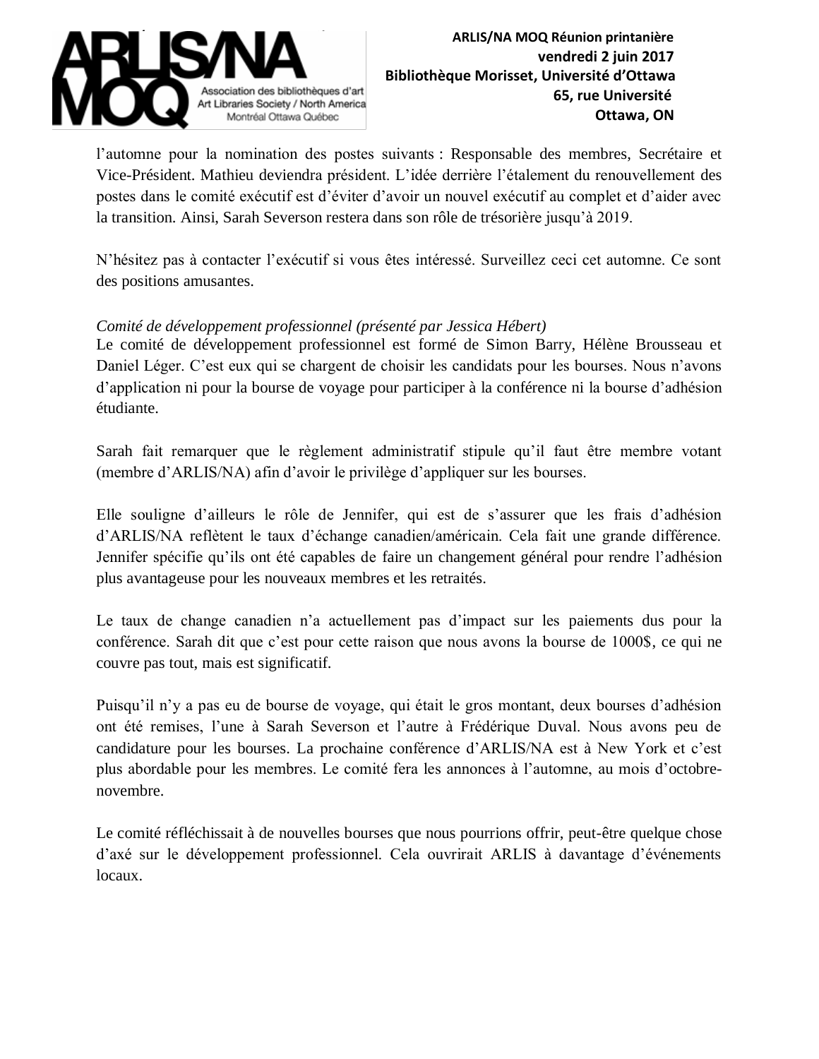l'automne pour la nomination des postes suivants : Responsable des membres, Secrétaire et Vice-Président. Mathieu deviendra président. L'idée derrière l'étalement du renouvellement des postes dans le comité exécutif est d'éviter d'avoir un nouvel exécutif au complet et d'aider avec la transition. Ainsi, Sarah Severson restera dans son rôle de trésorière jusqu'à 2019.

N'hésitez pas à contacter l'exécutif si vous êtes intéressé. Surveillez ceci cet automne. Ce sont des positions amusantes.

*Comité de développement professionnel (présenté par Jessica Hébert)*

Le comité de développement professionnel est formé de Simon Barry, Hélène Brousseau et Daniel Léger. C'est eux qui se chargent de choisir les candidats pour les bourses. Nous n'avons d'application ni pour la bourse de voyage pour participer à la conférence ni la bourse d'adhésion étudiante.

Sarah fait remarquer que le règlement administratif stipule qu'il faut être membre votant (membre d'ARLIS/NA) afin d'avoir le privilège d'appliquer sur les bourses.

Elle souligne d'ailleurs le rôle de Jennifer, qui est de s'assurer que les frais d'adhésion d'ARLIS/NA reflètent le taux d'échange canadien/américain. Cela fait une grande différence. Jennifer spécifie qu'ils ont été capables de faire un changement général pour rendre l'adhésion plus avantageuse pour les nouveaux membres et les retraités.

Le taux de change canadien n'a actuellement pas d'impact sur les paiements dus pour la conférence. Sarah dit que c'est pour cette raison que nous avons la bourse de 1000$, ce qui ne couvre pas tout, mais est significatif.

Puisqu'il n'y a pas eu de bourse de voyage, qui était le gros montant, deux bourses d'adhésion ont été remises, l'une à Sarah Severson et l'autre à Frédérique Duval. Nous avons peu de candidature pour les bourses. La prochaine conférence d'ARLIS/NA est à New York et c'est plus abordable pour les membres. Le comité fera les annonces à l'automne, au mois d'octobre-novembre.

Le comité réfléchissait à de nouvelles bourses que nous pourrions offrir, peut-être quelque chose d'axé sur le développement professionnel. Cela ouvrirait ARLIS à davantage d'événements locaux.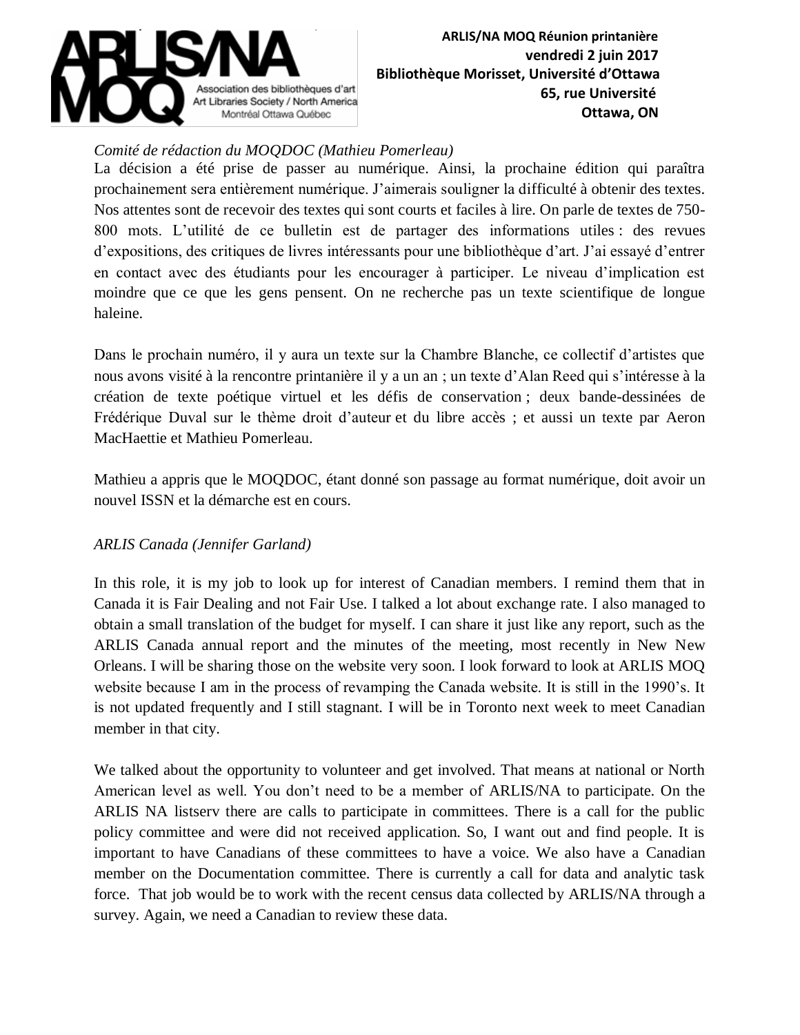*Comité de rédaction du MOQDOC (Mathieu Pomerleau)*

La décision a été prise de passer au numérique. Ainsi, la prochaine édition qui paraîtra prochainement sera entièrement numérique. J'aimerais souligner la difficulté à obtenir des textes. Nos attentes sont de recevoir des textes qui sont courts et faciles à lire. On parle de textes de 750-800 mots. L'utilité de ce bulletin est de partager des informations utiles : des revues d'expositions, des critiques de livres intéressants pour une bibliothèque d'art. J'ai essayé d'entrer en contact avec des étudiants pour les encourager à participer. Le niveau d'implication est moindre que ce que les gens pensent. On ne recherche pas un texte scientifique de longue haleine.

Dans le prochain numéro, il y aura un texte sur la Chambre Blanche, ce collectif d'artistes que nous avons visité à la rencontre printanière il y a un an ; un texte d'Alan Reed qui s'intéresse à la création de texte poétique virtuel et les défis de conservation ; deux bande-dessinées de Frédérique Duval sur le thème droit d'auteur et du libre accès ; et aussi un texte par Aeron MacHaettie et Mathieu Pomerleau.

Mathieu a appris que le MOQDOC, étant donné son passage au format numérique, doit avoir un nouvel ISSN et la démarche est en cours.

*ARLIS Canada (Jennifer Garland)*

In this role, it is my job to look up for interest of Canadian members. I remind them that in Canada it is Fair Dealing and not Fair Use. I talked a lot about exchange rate. I also managed to obtain a small translation of the budget for myself. I can share it just like any report, such as the ARLIS Canada annual report and the minutes of the meeting, most recently in New New Orleans. I will be sharing those on the website very soon. I look forward to look at ARLIS MOQ website because I am in the process of revamping the Canada website. It is still in the 1990's. It is not updated frequently and I still stagnant. I will be in Toronto next week to meet Canadian member in that city.

We talked about the opportunity to volunteer and get involved. That means at national or North American level as well. You don't need to be a member of ARLIS/NA to participate. On the ARLIS NA listserv there are calls to participate in committees. There is a call for the public policy committee and were did not received application. So, I want out and find people. It is important to have Canadians of these committees to have a voice. We also have a Canadian member on the Documentation committee. There is currently a call for data and analytic task force. That job would be to work with the recent census data collected by ARLIS/NA through a survey. Again, we need a Canadian to review these data.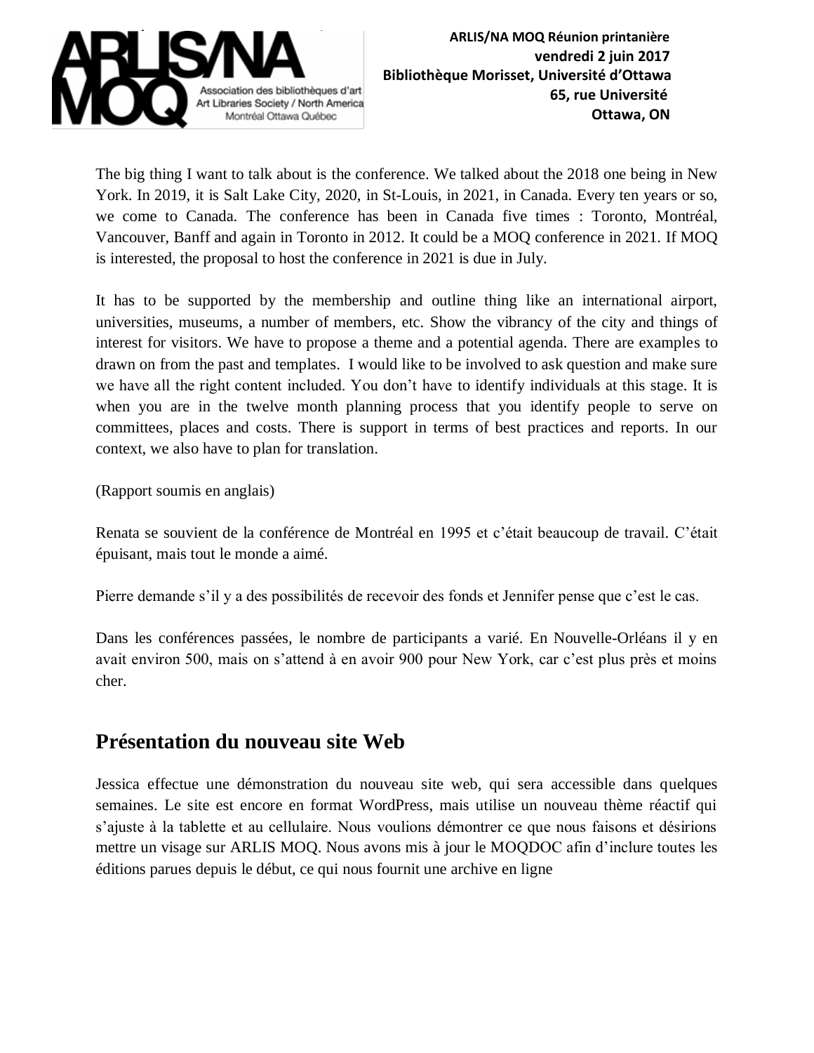The big thing I want to talk about is the conference. We talked about the 2018 one being in New York. In 2019, it is Salt Lake City, 2020, in St-Louis, in 2021, in Canada. Every ten years or so, we come to Canada. The conference has been in Canada five times : Toronto, Montréal, Vancouver, Banff and again in Toronto in 2012. It could be a MOQ conference in 2021. If MOQ is interested, the proposal to host the conference in 2021 is due in July.

It has to be supported by the membership and outline thing like an international airport, universities, museums, a number of members, etc. Show the vibrancy of the city and things of interest for visitors. We have to propose a theme and a potential agenda. There are examples to drawn on from the past and templates. I would like to be involved to ask question and make sure we have all the right content included. You don't have to identify individuals at this stage. It is when you are in the twelve month planning process that you identify people to serve on committees, places and costs. There is support in terms of best practices and reports. In our context, we also have to plan for translation.

(Rapport soumis en anglais)

Renata se souvient de la conférence de Montréal en 1995 et c'était beaucoup de travail. C'était épuisant, mais tout le monde a aimé.

Pierre demande s'il y a des possibilités de recevoir des fonds et Jennifer pense que c'est le cas.

Dans les conférences passées, le nombre de participants a varié. En Nouvelle-Orléans il y en avait environ 500, mais on s'attend à en avoir 900 pour New York, car c'est plus près et moins cher.

## Présentation du nouveau site Web

Jessica effectue une démonstration du nouveau site web, qui sera accessible dans quelques semaines. Le site est encore en format WordPress, mais utilise un nouveau thème réactif qui s'ajuste à la tablette et au cellulaire. Nous voulions démontrer ce que nous faisons et désirions mettre un visage sur ARLIS MOQ. Nous avons mis à jour le MOQDOC afin d'inclure toutes les éditions parues depuis le début, ce qui nous fournit une archive en ligne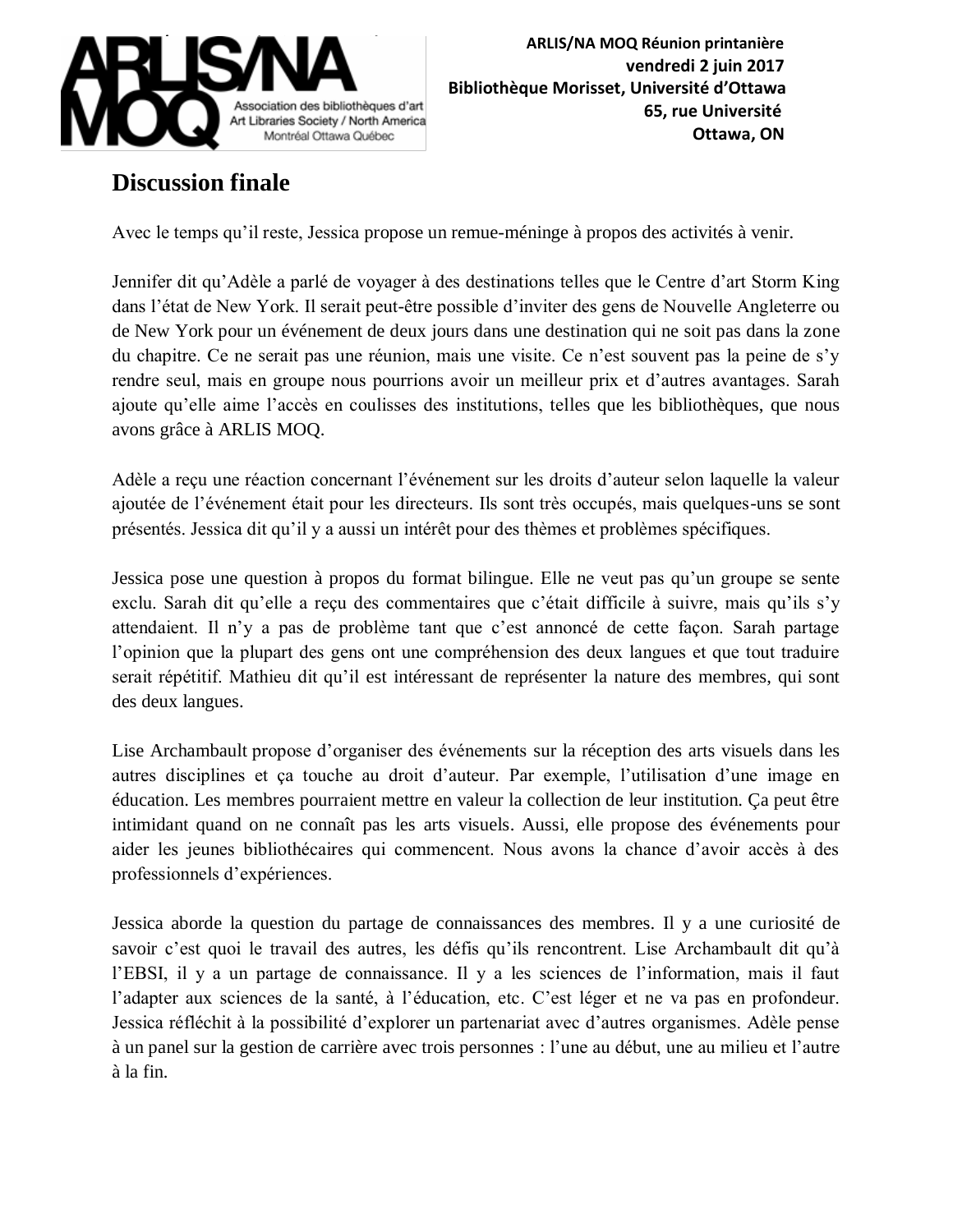## Discussion finale

Avec le temps qu'il reste, Jessica propose un remue-méninge à propos des activités à venir.

Jennifer dit qu'Adèle a parlé de voyager à des destinations telles que le Centre d'art Storm King dans l'état de New York. Il serait peut-être possible d'inviter des gens de Nouvelle Angleterre ou de New York pour un événement de deux jours dans une destination qui ne soit pas dans la zone du chapitre. Ce ne serait pas une réunion, mais une visite. Ce n'est souvent pas la peine de s'y rendre seul, mais en groupe nous pourrions avoir un meilleur prix et d'autres avantages. Sarah ajoute qu'elle aime l'accès en coulisses des institutions, telles que les bibliothèques, que nous avons grâce à ARLIS MOQ.

Adèle a reçu une réaction concernant l'événement sur les droits d'auteur selon laquelle la valeur ajoutée de l'événement était pour les directeurs. Ils sont très occupés, mais quelques-uns se sont présentés. Jessica dit qu'il y a aussi un intérêt pour des thèmes et problèmes spécifiques.

Jessica pose une question à propos du format bilingue. Elle ne veut pas qu'un groupe se sente exclu. Sarah dit qu'elle a reçu des commentaires que c'était difficile à suivre, mais qu'ils s'y attendaient. Il n'y a pas de problème tant que c'est annoncé de cette façon. Sarah partage l'opinion que la plupart des gens ont une compréhension des deux langues et que tout traduire serait répétitif. Mathieu dit qu'il est intéressant de représenter la nature des membres, qui sont des deux langues.

Lise Archambault propose d'organiser des événements sur la réception des arts visuels dans les autres disciplines et ça touche au droit d'auteur. Par exemple, l'utilisation d'une image en éducation. Les membres pourraient mettre en valeur la collection de leur institution. Ça peut être intimidant quand on ne connaît pas les arts visuels. Aussi, elle propose des événements pour aider les jeunes bibliothécaires qui commencent. Nous avons la chance d'avoir accès à des professionnels d'expériences.

Jessica aborde la question du partage de connaissances des membres. Il y a une curiosité de savoir c'est quoi le travail des autres, les défis qu'ils rencontrent. Lise Archambault dit qu'à l'EBSI, il y a un partage de connaissance. Il y a les sciences de l'information, mais il faut l'adapter aux sciences de la santé, à l'éducation, etc. C'est léger et ne va pas en profondeur. Jessica réfléchit à la possibilité d'explorer un partenariat avec d'autres organismes. Adèle pense à un panel sur la gestion de carrière avec trois personnes : l'une au début, une au milieu et l'autre à la fin.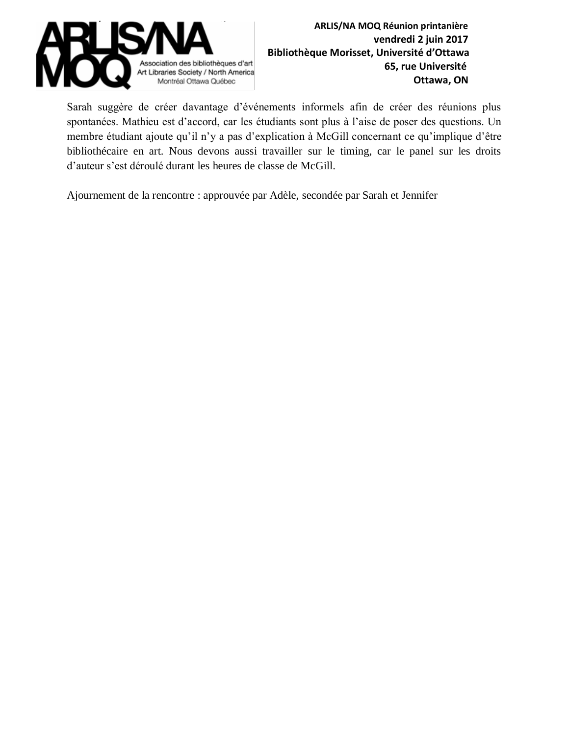Sarah suggère de créer davantage d'événements informels afin de créer des réunions plus spontanées. Mathieu est d'accord, car les étudiants sont plus à l'aise de poser des questions. Un membre étudiant ajoute qu'il n'y a pas d'explication à McGill concernant ce qu'implique d'être bibliothécaire en art. Nous devons aussi travailler sur le timing, car le panel sur les droits d'auteur s'est déroulé durant les heures de classe de McGill.

Ajournement de la rencontre : approuvée par Adèle, secondée par Sarah et Jennifer